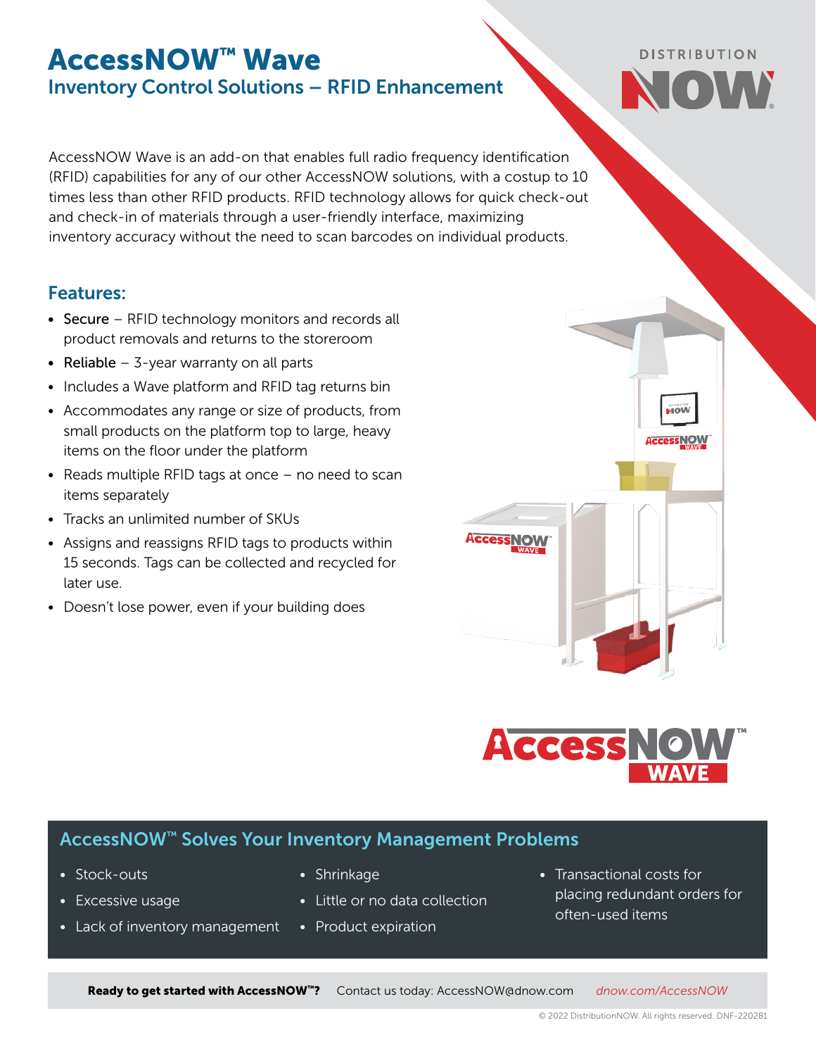# AccessNOW™ Wave

## Inventory Control Solutions – RFID Enhancement

AccessNOW Wave is an add-on that enables full radio frequency identification (RFID) capabilities for any of our other AccessNOW solutions, with a costup to 10 times less than other RFID products. RFID technology allows for quick check-out and check-in of materials through a user-friendly interface, maximizing inventory accuracy without the need to scan barcodes on individual products.

### Features:

- Secure – RFID technology monitors and records all product removals and returns to the storeroom
- Reliable – 3-year warranty on all parts
- Includes a Wave platform and RFID tag returns bin
- Accommodates any range or size of products, from small products on the platform top to large, heavy items on the floor under the platform
- Reads multiple RFID tags at once – no need to scan items separately
- Tracks an unlimited number of SKUs
- Assigns and reassigns RFID tags to products within 15 seconds. Tags can be collected and recycled for later use.
- Doesn't lose power, even if your building does

### AccessNOW™ Solves Your Inventory Management Problems

- Stock-outs
- Excessive usage
- Lack of inventory management
- Shrinkage
- Little or no data collection
- Product expiration
- Transactional costs for placing redundant orders for often-used items

**Ready to get started with AccessNOW™?** Contact us today: AccessNOW@dnow.com *dnow.com/AccessNOW*

© 2022 DistributionNOW. All rights reserved. DNF-220281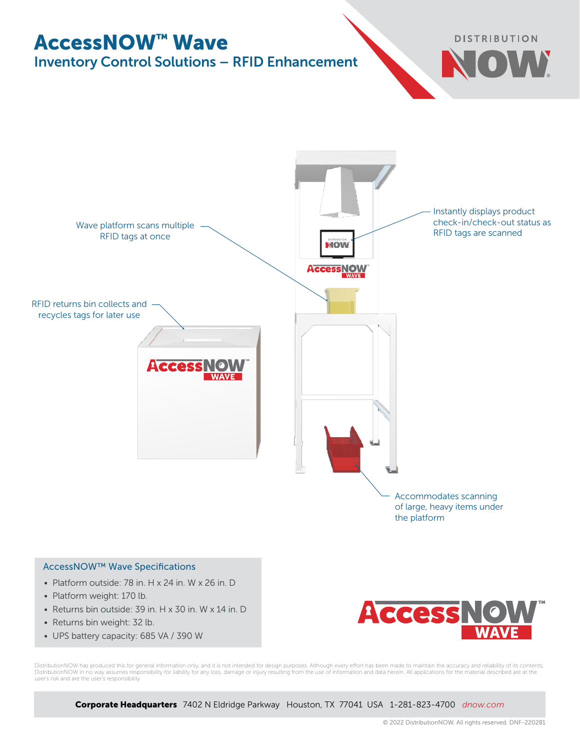# AccessNOW™ Wave

## Inventory Control Solutions – RFID Enhancement

Wave platform scans multiple RFID tags at once

Instantly displays product check-in/check-out status as RFID tags are scanned

RFID returns bin collects and recycles tags for later use

Accommodates scanning of large, heavy items under the platform

### AccessNOW™ Wave Specifications

- Platform outside: 78 in. H x 24 in. W x 26 in. D
- Platform weight: 170 lb.
- Returns bin outside: 39 in. H x 30 in. W x 14 in. D
- Returns bin weight: 32 lb.
- UPS battery capacity: 685 VA / 390 W

DistributionNOW has produced this for general information only, and it is not intended for design purposes. Although every effort has been made to maintain the accuracy and reliability of its contents, DistributionNOW in no way assumes responsibility for liability for any loss, damage or injury resulting from the use of information and data herein. All applications for the material described are at the user's risk and are the user's responsibility

**Corporate Headquarters** 7402 N Eldridge Parkway Houston, TX 77041 USA 1-281-823-4700 *dnow.com*

© 2022 DistributionNOW. All rights reserved. DNF-220281